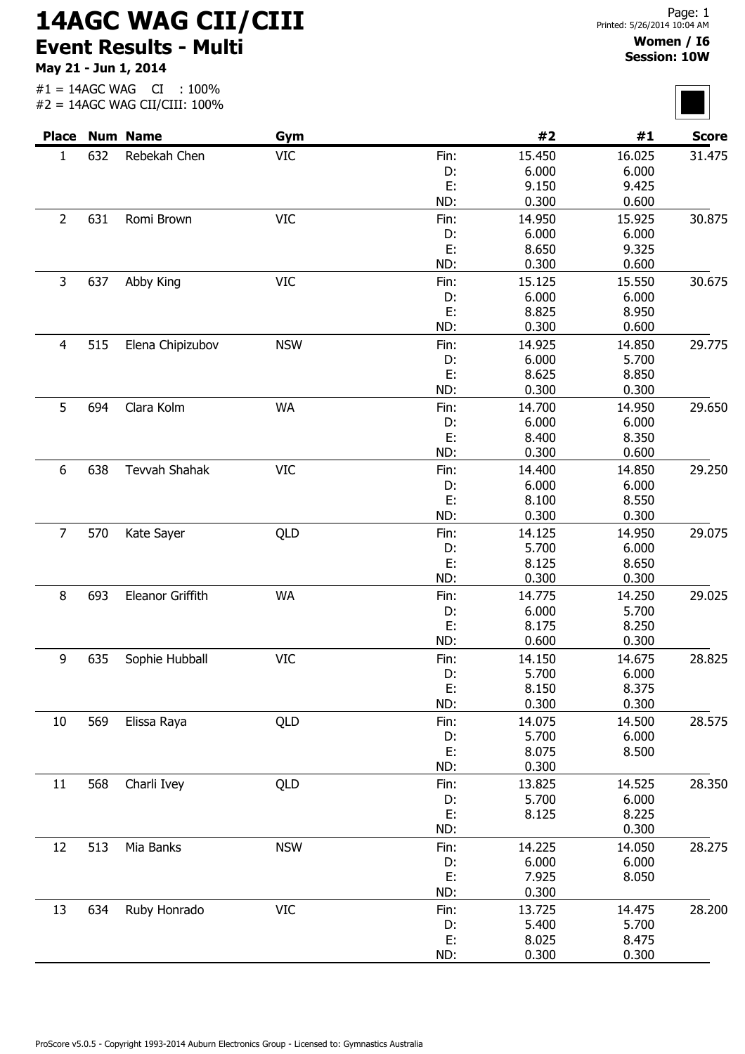# 14AGC WAG CII/CIII

## Event Results - Multi

**May 21 - Jun 1, 2014**

**Women / I6**
**Session: 10W**

#1 = 14AGC WAG CI : 100%
#2 = 14AGC WAG CII/CIII: 100%

| Place | Num | Name | Gym | | #2 | #1 | Score |
|---|---|---|---|---|---|---|---|
| 1 | 632 | Rebekah Chen | VIC | Fin: | 15.450 | 16.025 | 31.475 |
| | | | | D: | 6.000 | 6.000 | |
| | | | | E: | 9.150 | 9.425 | |
| | | | | ND: | 0.300 | 0.600 | |
| 2 | 631 | Romi Brown | VIC | Fin: | 14.950 | 15.925 | 30.875 |
| | | | | D: | 6.000 | 6.000 | |
| | | | | E: | 8.650 | 9.325 | |
| | | | | ND: | 0.300 | 0.600 | |
| 3 | 637 | Abby King | VIC | Fin: | 15.125 | 15.550 | 30.675 |
| | | | | D: | 6.000 | 6.000 | |
| | | | | E: | 8.825 | 8.950 | |
| | | | | ND: | 0.300 | 0.600 | |
| 4 | 515 | Elena Chipizubov | NSW | Fin: | 14.925 | 14.850 | 29.775 |
| | | | | D: | 6.000 | 5.700 | |
| | | | | E: | 8.625 | 8.850 | |
| | | | | ND: | 0.300 | 0.300 | |
| 5 | 694 | Clara Kolm | WA | Fin: | 14.700 | 14.950 | 29.650 |
| | | | | D: | 6.000 | 6.000 | |
| | | | | E: | 8.400 | 8.350 | |
| | | | | ND: | 0.300 | 0.600 | |
| 6 | 638 | Tevvah Shahak | VIC | Fin: | 14.400 | 14.850 | 29.250 |
| | | | | D: | 6.000 | 6.000 | |
| | | | | E: | 8.100 | 8.550 | |
| | | | | ND: | 0.300 | 0.300 | |
| 7 | 570 | Kate Sayer | QLD | Fin: | 14.125 | 14.950 | 29.075 |
| | | | | D: | 5.700 | 6.000 | |
| | | | | E: | 8.125 | 8.650 | |
| | | | | ND: | 0.300 | 0.300 | |
| 8 | 693 | Eleanor Griffith | WA | Fin: | 14.775 | 14.250 | 29.025 |
| | | | | D: | 6.000 | 5.700 | |
| | | | | E: | 8.175 | 8.250 | |
| | | | | ND: | 0.600 | 0.300 | |
| 9 | 635 | Sophie Hubball | VIC | Fin: | 14.150 | 14.675 | 28.825 |
| | | | | D: | 5.700 | 6.000 | |
| | | | | E: | 8.150 | 8.375 | |
| | | | | ND: | 0.300 | 0.300 | |
| 10 | 569 | Elissa Raya | QLD | Fin: | 14.075 | 14.500 | 28.575 |
| | | | | D: | 5.700 | 6.000 | |
| | | | | E: | 8.075 | 8.500 | |
| | | | | ND: | 0.300 | | |
| 11 | 568 | Charli Ivey | QLD | Fin: | 13.825 | 14.525 | 28.350 |
| | | | | D: | 5.700 | 6.000 | |
| | | | | E: | 8.125 | 8.225 | |
| | | | | ND: | | 0.300 | |
| 12 | 513 | Mia Banks | NSW | Fin: | 14.225 | 14.050 | 28.275 |
| | | | | D: | 6.000 | 6.000 | |
| | | | | E: | 7.925 | 8.050 | |
| | | | | ND: | 0.300 | | |
| 13 | 634 | Ruby Honrado | VIC | Fin: | 13.725 | 14.475 | 28.200 |
| | | | | D: | 5.400 | 5.700 | |
| | | | | E: | 8.025 | 8.475 | |
| | | | | ND: | 0.300 | 0.300 | |

ProScore v5.0.5 - Copyright 1993-2014 Auburn Electronics Group - Licensed to: Gymnastics Australia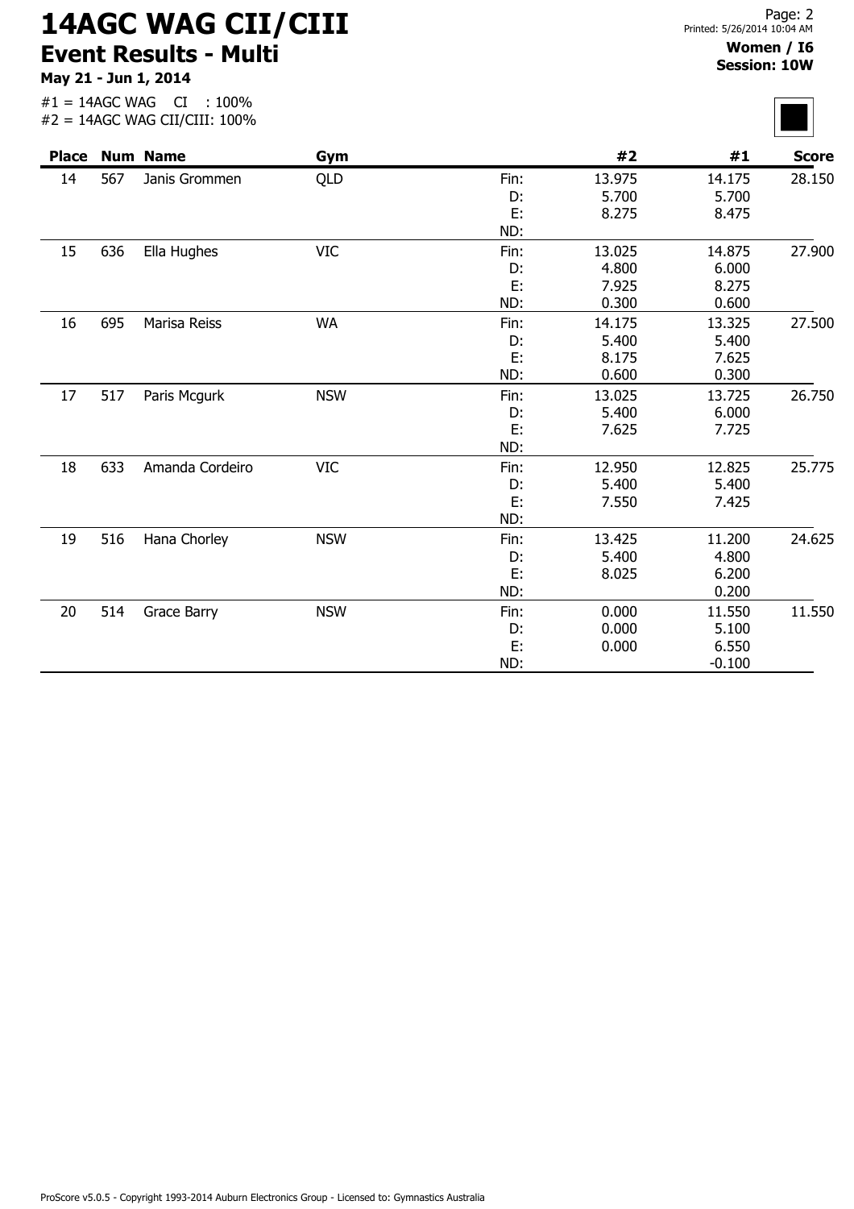# 14AGC WAG CII/CIII

## Event Results - Multi

**May 21 - Jun 1, 2014**

#1 = 14AGC WAG CI : 100%
#2 = 14AGC WAG CII/CIII: 100%

**Women / I6**
**Session: 10W**

| Place | Num | Name | Gym | | #2 | #1 | Score |
|---|---|---|---|---|---|---|---|
| 14 | 567 | Janis Grommen | QLD | Fin: | 13.975 | 14.175 | 28.150 |
| | | | | D: | 5.700 | 5.700 | |
| | | | | E: | 8.275 | 8.475 | |
| | | | | ND: | | | |
| 15 | 636 | Ella Hughes | VIC | Fin: | 13.025 | 14.875 | 27.900 |
| | | | | D: | 4.800 | 6.000 | |
| | | | | E: | 7.925 | 8.275 | |
| | | | | ND: | 0.300 | 0.600 | |
| 16 | 695 | Marisa Reiss | WA | Fin: | 14.175 | 13.325 | 27.500 |
| | | | | D: | 5.400 | 5.400 | |
| | | | | E: | 8.175 | 7.625 | |
| | | | | ND: | 0.600 | 0.300 | |
| 17 | 517 | Paris Mcgurk | NSW | Fin: | 13.025 | 13.725 | 26.750 |
| | | | | D: | 5.400 | 6.000 | |
| | | | | E: | 7.625 | 7.725 | |
| | | | | ND: | | | |
| 18 | 633 | Amanda Cordeiro | VIC | Fin: | 12.950 | 12.825 | 25.775 |
| | | | | D: | 5.400 | 5.400 | |
| | | | | E: | 7.550 | 7.425 | |
| | | | | ND: | | | |
| 19 | 516 | Hana Chorley | NSW | Fin: | 13.425 | 11.200 | 24.625 |
| | | | | D: | 5.400 | 4.800 | |
| | | | | E: | 8.025 | 6.200 | |
| | | | | ND: | | 0.200 | |
| 20 | 514 | Grace Barry | NSW | Fin: | 0.000 | 11.550 | 11.550 |
| | | | | D: | 0.000 | 5.100 | |
| | | | | E: | 0.000 | 6.550 | |
| | | | | ND: | | -0.100 | |